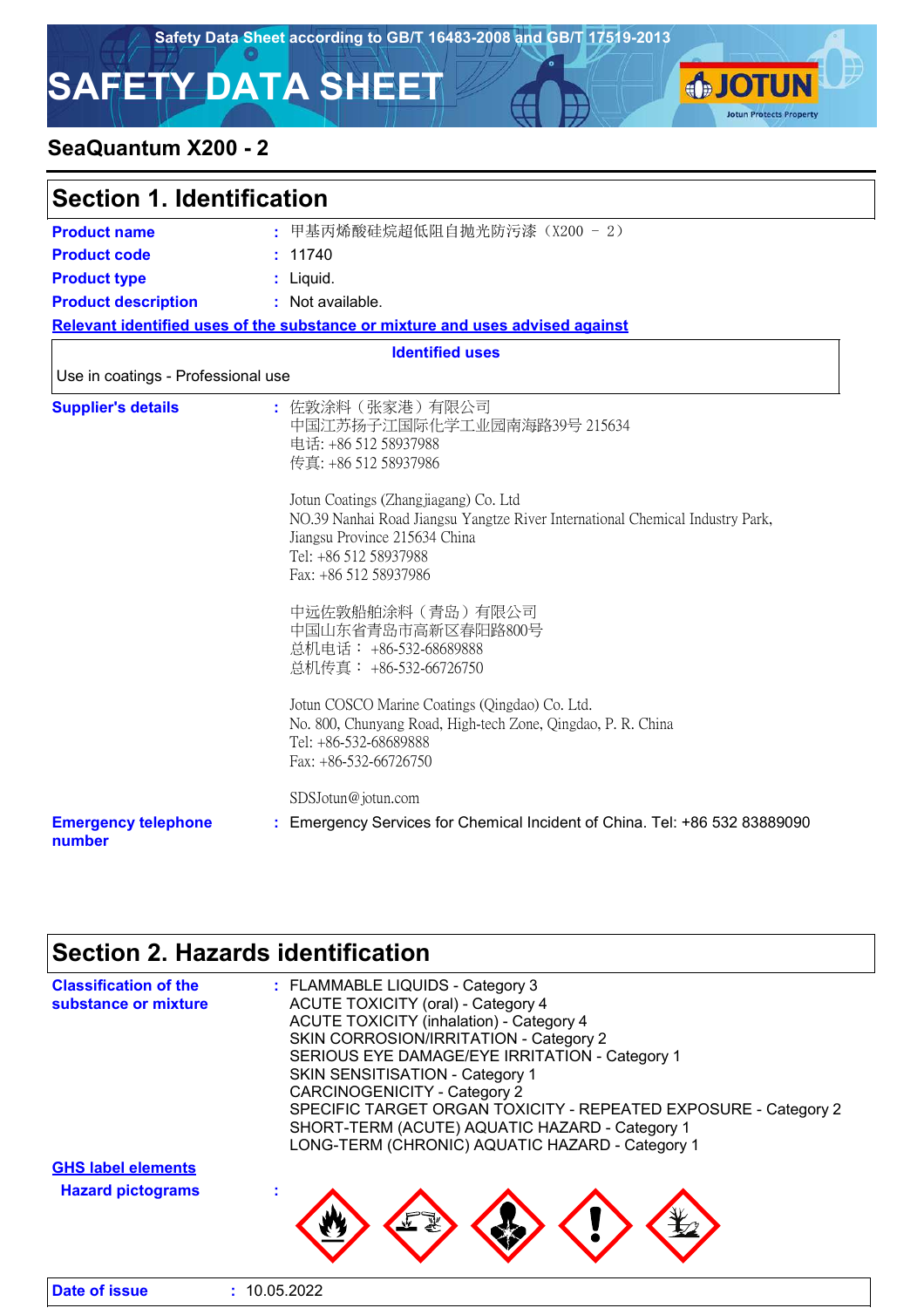Safety Data Sheet according to GB/T 16483-2008 and GB/T 17519-2013

# SAFETY DATA SHEET

## SeaQuantum X200 - 2

## Section 1. Identification

**Product name** : 甲基丙烯酸硅烷超低阻自抛光防污漆（X200 – 2）

**Product code** : 11740

**Product type** : Liquid.

**Product description** : Not available.

**Relevant identified uses of the substance or mixture and uses advised against**

| Identified uses |
| --- |
| Use in coatings - Professional use |

**Supplier's details** : 佐敦涂料（张家港）有限公司
中国江苏扬子江国际化学工业园南海路39号 215634
电话: +86 512 58937988
传真: +86 512 58937986

Jotun Coatings (Zhangjiagang) Co. Ltd
NO.39 Nanhai Road Jiangsu Yangtze River International Chemical Industry Park, Jiangsu Province 215634 China
Tel: +86 512 58937988
Fax: +86 512 58937986

中远佐敦船舶涂料（青岛）有限公司
中国山东省青岛市高新区春阳路800号
总机电话： +86-532-68689888
总机传真： +86-532-66726750

Jotun COSCO Marine Coatings (Qingdao) Co. Ltd.
No. 800, Chunyang Road, High-tech Zone, Qingdao, P. R. China
Tel: +86-532-68689888
Fax: +86-532-66726750

SDSJotun@jotun.com

**Emergency telephone number** : Emergency Services for Chemical Incident of China. Tel: +86 532 83889090

## Section 2. Hazards identification

**Classification of the substance or mixture** : FLAMMABLE LIQUIDS - Category 3
ACUTE TOXICITY (oral) - Category 4
ACUTE TOXICITY (inhalation) - Category 4
SKIN CORROSION/IRRITATION - Category 2
SERIOUS EYE DAMAGE/EYE IRRITATION - Category 1
SKIN SENSITISATION - Category 1
CARCINOGENICITY - Category 2
SPECIFIC TARGET ORGAN TOXICITY - REPEATED EXPOSURE - Category 2
SHORT-TERM (ACUTE) AQUATIC HAZARD - Category 1
LONG-TERM (CHRONIC) AQUATIC HAZARD - Category 1

**GHS label elements**

**Hazard pictograms** :

**Date of issue** : 10.05.2022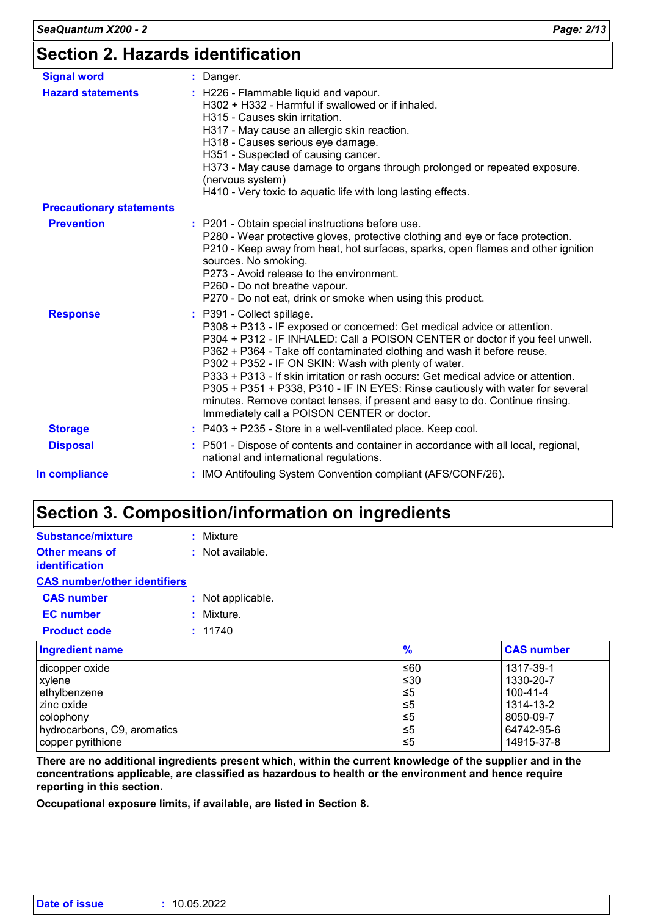## Section 2. Hazards identification

**Signal word** : Danger.

**Hazard statements** : H226 - Flammable liquid and vapour.
H302 + H332 - Harmful if swallowed or if inhaled.
H315 - Causes skin irritation.
H317 - May cause an allergic skin reaction.
H318 - Causes serious eye damage.
H351 - Suspected of causing cancer.
H373 - May cause damage to organs through prolonged or repeated exposure. (nervous system)
H410 - Very toxic to aquatic life with long lasting effects.

**Precautionary statements**

**Prevention** : P201 - Obtain special instructions before use.
P280 - Wear protective gloves, protective clothing and eye or face protection.
P210 - Keep away from heat, hot surfaces, sparks, open flames and other ignition sources. No smoking.
P273 - Avoid release to the environment.
P260 - Do not breathe vapour.
P270 - Do not eat, drink or smoke when using this product.

**Response** : P391 - Collect spillage.
P308 + P313 - IF exposed or concerned: Get medical advice or attention.
P304 + P312 - IF INHALED: Call a POISON CENTER or doctor if you feel unwell.
P362 + P364 - Take off contaminated clothing and wash it before reuse.
P302 + P352 - IF ON SKIN: Wash with plenty of water.
P333 + P313 - If skin irritation or rash occurs: Get medical advice or attention.
P305 + P351 + P338, P310 - IF IN EYES: Rinse cautiously with water for several minutes. Remove contact lenses, if present and easy to do. Continue rinsing. Immediately call a POISON CENTER or doctor.

**Storage** : P403 + P235 - Store in a well-ventilated place. Keep cool.

**Disposal** : P501 - Dispose of contents and container in accordance with all local, regional, national and international regulations.

**In compliance** : IMO Antifouling System Convention compliant (AFS/CONF/26).

## Section 3. Composition/information on ingredients

**Substance/mixture** : Mixture

**Other means of identification** : Not available.

**CAS number/other identifiers**

**CAS number** : Not applicable.

**EC number** : Mixture.

**Product code** : 11740

| Ingredient name | % | CAS number |
|---|---|---|
| dicopper oxide | ≤60 | 1317-39-1 |
| xylene | ≤30 | 1330-20-7 |
| ethylbenzene | ≤5 | 100-41-4 |
| zinc oxide | ≤5 | 1314-13-2 |
| colophony | ≤5 | 8050-09-7 |
| hydrocarbons, C9, aromatics | ≤5 | 64742-95-6 |
| copper pyrithione | ≤5 | 14915-37-8 |

**There are no additional ingredients present which, within the current knowledge of the supplier and in the concentrations applicable, are classified as hazardous to health or the environment and hence require reporting in this section.**

**Occupational exposure limits, if available, are listed in Section 8.**

**Date of issue** : 10.05.2022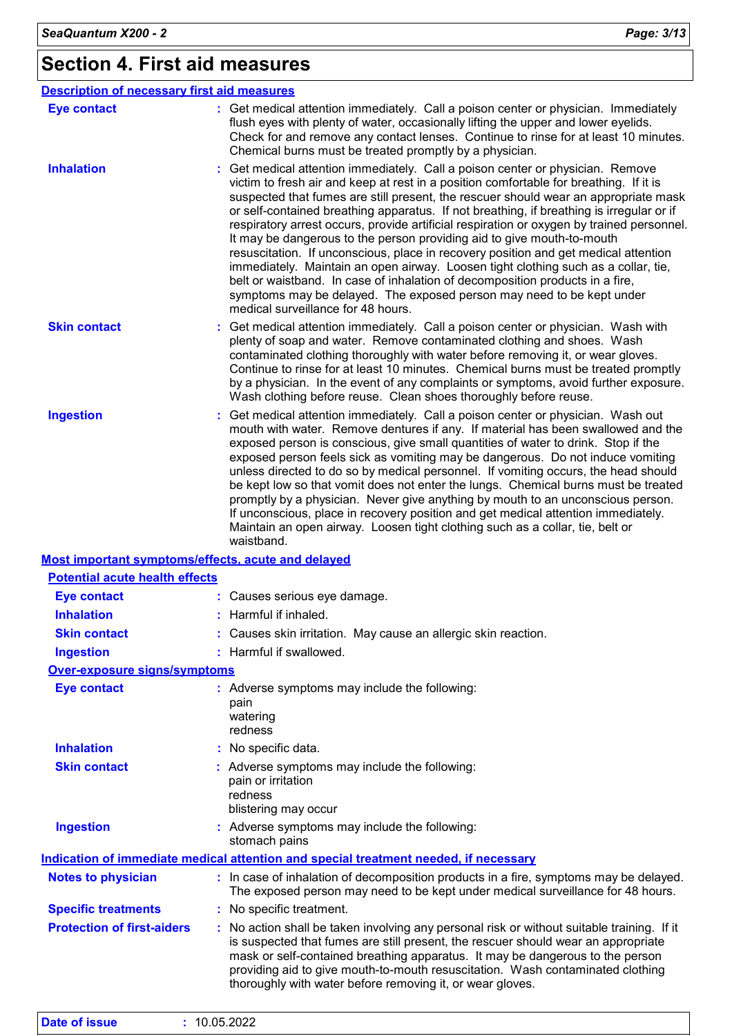# Section 4. First aid measures

## Description of necessary first aid measures

| | |
|---|---|
| **Eye contact** | Get medical attention immediately. Call a poison center or physician. Immediately flush eyes with plenty of water, occasionally lifting the upper and lower eyelids. Check for and remove any contact lenses. Continue to rinse for at least 10 minutes. Chemical burns must be treated promptly by a physician. |
| **Inhalation** | Get medical attention immediately. Call a poison center or physician. Remove victim to fresh air and keep at rest in a position comfortable for breathing. If it is suspected that fumes are still present, the rescuer should wear an appropriate mask or self-contained breathing apparatus. If not breathing, if breathing is irregular or if respiratory arrest occurs, provide artificial respiration or oxygen by trained personnel. It may be dangerous to the person providing aid to give mouth-to-mouth resuscitation. If unconscious, place in recovery position and get medical attention immediately. Maintain an open airway. Loosen tight clothing such as a collar, tie, belt or waistband. In case of inhalation of decomposition products in a fire, symptoms may be delayed. The exposed person may need to be kept under medical surveillance for 48 hours. |
| **Skin contact** | Get medical attention immediately. Call a poison center or physician. Wash with plenty of soap and water. Remove contaminated clothing and shoes. Wash contaminated clothing thoroughly with water before removing it, or wear gloves. Continue to rinse for at least 10 minutes. Chemical burns must be treated promptly by a physician. In the event of any complaints or symptoms, avoid further exposure. Wash clothing before reuse. Clean shoes thoroughly before reuse. |
| **Ingestion** | Get medical attention immediately. Call a poison center or physician. Wash out mouth with water. Remove dentures if any. If material has been swallowed and the exposed person is conscious, give small quantities of water to drink. Stop if the exposed person feels sick as vomiting may be dangerous. Do not induce vomiting unless directed to do so by medical personnel. If vomiting occurs, the head should be kept low so that vomit does not enter the lungs. Chemical burns must be treated promptly by a physician. Never give anything by mouth to an unconscious person. If unconscious, place in recovery position and get medical attention immediately. Maintain an open airway. Loosen tight clothing such as a collar, tie, belt or waistband. |

## Most important symptoms/effects, acute and delayed

### Potential acute health effects

| | |
|---|---|
| **Eye contact** | Causes serious eye damage. |
| **Inhalation** | Harmful if inhaled. |
| **Skin contact** | Causes skin irritation. May cause an allergic skin reaction. |
| **Ingestion** | Harmful if swallowed. |

### Over-exposure signs/symptoms

| | |
|---|---|
| **Eye contact** | Adverse symptoms may include the following:<br>pain<br>watering<br>redness |
| **Inhalation** | No specific data. |
| **Skin contact** | Adverse symptoms may include the following:<br>pain or irritation<br>redness<br>blistering may occur |
| **Ingestion** | Adverse symptoms may include the following:<br>stomach pains |

## Indication of immediate medical attention and special treatment needed, if necessary

| | |
|---|---|
| **Notes to physician** | In case of inhalation of decomposition products in a fire, symptoms may be delayed. The exposed person may need to be kept under medical surveillance for 48 hours. |
| **Specific treatments** | No specific treatment. |
| **Protection of first-aiders** | No action shall be taken involving any personal risk or without suitable training. If it is suspected that fumes are still present, the rescuer should wear an appropriate mask or self-contained breathing apparatus. It may be dangerous to the person providing aid to give mouth-to-mouth resuscitation. Wash contaminated clothing thoroughly with water before removing it, or wear gloves. |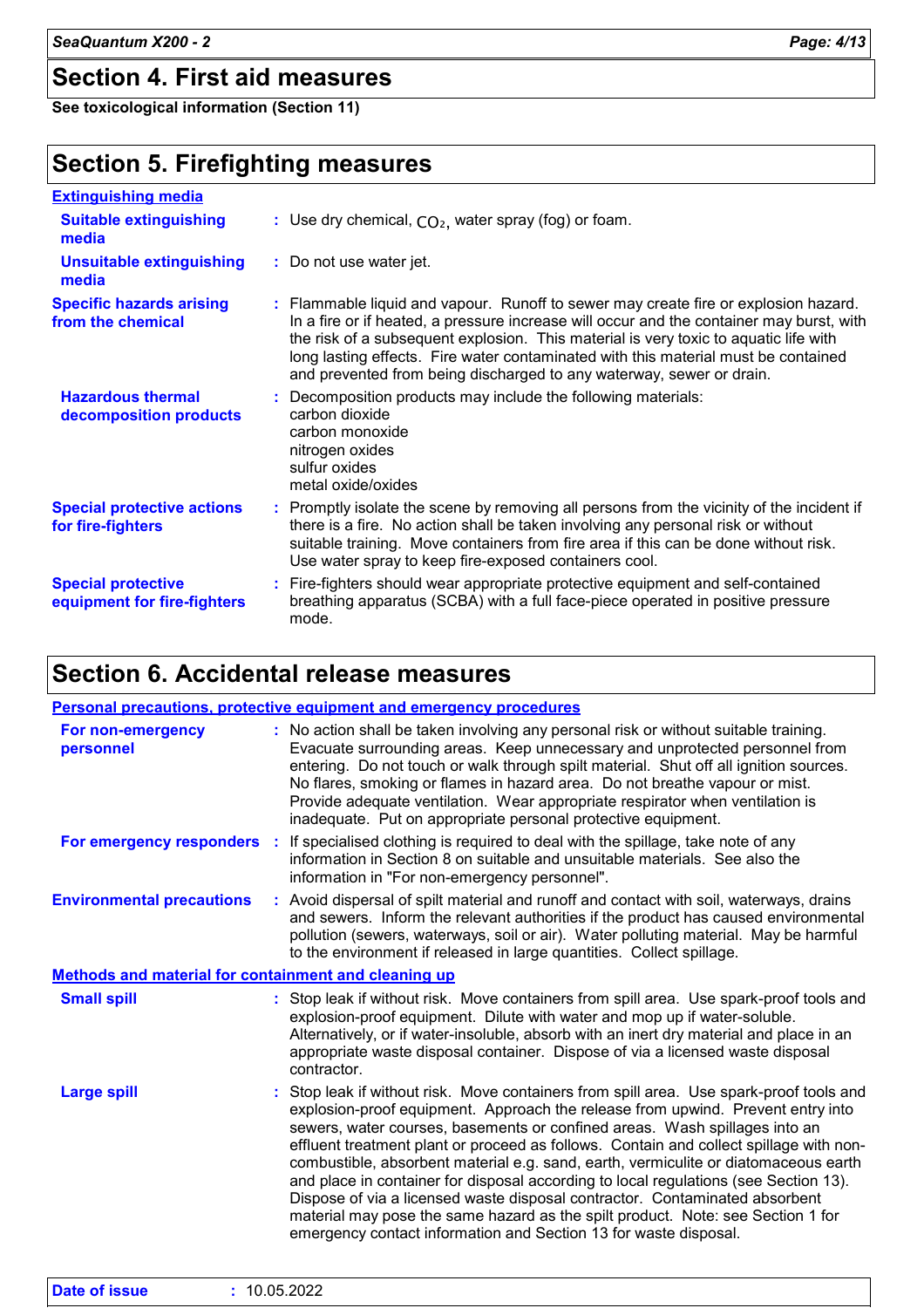## Section 4. First aid measures

**See toxicological information (Section 11)**

## Section 5. Firefighting measures

### Extinguishing media

**Suitable extinguishing media** : Use dry chemical, $CO_2$, water spray (fog) or foam.

**Unsuitable extinguishing media** : Do not use water jet.

**Specific hazards arising from the chemical** : Flammable liquid and vapour. Runoff to sewer may create fire or explosion hazard. In a fire or if heated, a pressure increase will occur and the container may burst, with the risk of a subsequent explosion. This material is very toxic to aquatic life with long lasting effects. Fire water contaminated with this material must be contained and prevented from being discharged to any waterway, sewer or drain.

**Hazardous thermal decomposition products** : Decomposition products may include the following materials:
carbon dioxide
carbon monoxide
nitrogen oxides
sulfur oxides
metal oxide/oxides

**Special protective actions for fire-fighters** : Promptly isolate the scene by removing all persons from the vicinity of the incident if there is a fire. No action shall be taken involving any personal risk or without suitable training. Move containers from fire area if this can be done without risk. Use water spray to keep fire-exposed containers cool.

**Special protective equipment for fire-fighters** : Fire-fighters should wear appropriate protective equipment and self-contained breathing apparatus (SCBA) with a full face-piece operated in positive pressure mode.

## Section 6. Accidental release measures

### Personal precautions, protective equipment and emergency procedures

**For non-emergency personnel** : No action shall be taken involving any personal risk or without suitable training. Evacuate surrounding areas. Keep unnecessary and unprotected personnel from entering. Do not touch or walk through spilt material. Shut off all ignition sources. No flares, smoking or flames in hazard area. Do not breathe vapour or mist. Provide adequate ventilation. Wear appropriate respirator when ventilation is inadequate. Put on appropriate personal protective equipment.

**For emergency responders** : If specialised clothing is required to deal with the spillage, take note of any information in Section 8 on suitable and unsuitable materials. See also the information in "For non-emergency personnel".

**Environmental precautions** : Avoid dispersal of spilt material and runoff and contact with soil, waterways, drains and sewers. Inform the relevant authorities if the product has caused environmental pollution (sewers, waterways, soil or air). Water polluting material. May be harmful to the environment if released in large quantities. Collect spillage.

### Methods and material for containment and cleaning up

**Small spill** : Stop leak if without risk. Move containers from spill area. Use spark-proof tools and explosion-proof equipment. Dilute with water and mop up if water-soluble. Alternatively, or if water-insoluble, absorb with an inert dry material and place in an appropriate waste disposal container. Dispose of via a licensed waste disposal contractor.

**Large spill** : Stop leak if without risk. Move containers from spill area. Use spark-proof tools and explosion-proof equipment. Approach the release from upwind. Prevent entry into sewers, water courses, basements or confined areas. Wash spillages into an effluent treatment plant or proceed as follows. Contain and collect spillage with non-combustible, absorbent material e.g. sand, earth, vermiculite or diatomaceous earth and place in container for disposal according to local regulations (see Section 13). Dispose of via a licensed waste disposal contractor. Contaminated absorbent material may pose the same hazard as the spilt product. Note: see Section 1 for emergency contact information and Section 13 for waste disposal.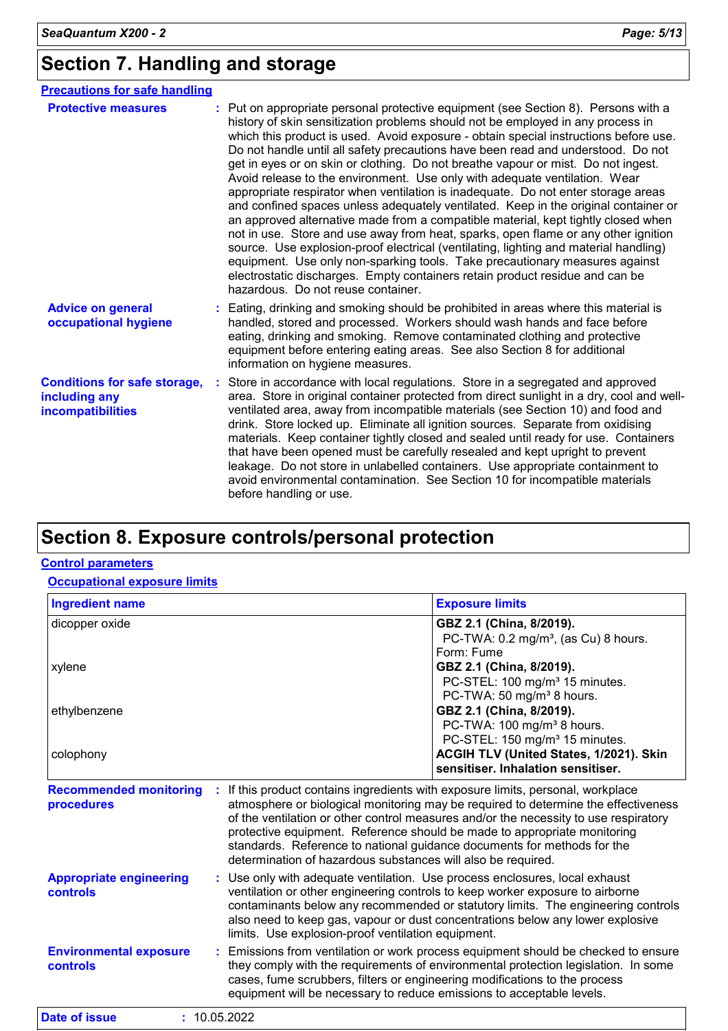# Section 7. Handling and storage

## Precautions for safe handling

**Protective measures** : Put on appropriate personal protective equipment (see Section 8). Persons with a history of skin sensitization problems should not be employed in any process in which this product is used. Avoid exposure - obtain special instructions before use. Do not handle until all safety precautions have been read and understood. Do not get in eyes or on skin or clothing. Do not breathe vapour or mist. Do not ingest. Avoid release to the environment. Use only with adequate ventilation. Wear appropriate respirator when ventilation is inadequate. Do not enter storage areas and confined spaces unless adequately ventilated. Keep in the original container or an approved alternative made from a compatible material, kept tightly closed when not in use. Store and use away from heat, sparks, open flame or any other ignition source. Use explosion-proof electrical (ventilating, lighting and material handling) equipment. Use only non-sparking tools. Take precautionary measures against electrostatic discharges. Empty containers retain product residue and can be hazardous. Do not reuse container.

**Advice on general occupational hygiene** : Eating, drinking and smoking should be prohibited in areas where this material is handled, stored and processed. Workers should wash hands and face before eating, drinking and smoking. Remove contaminated clothing and protective equipment before entering eating areas. See also Section 8 for additional information on hygiene measures.

**Conditions for safe storage, including any incompatibilities** : Store in accordance with local regulations. Store in a segregated and approved area. Store in original container protected from direct sunlight in a dry, cool and well-ventilated area, away from incompatible materials (see Section 10) and food and drink. Store locked up. Eliminate all ignition sources. Separate from oxidising materials. Keep container tightly closed and sealed until ready for use. Containers that have been opened must be carefully resealed and kept upright to prevent leakage. Do not store in unlabelled containers. Use appropriate containment to avoid environmental contamination. See Section 10 for incompatible materials before handling or use.

# Section 8. Exposure controls/personal protection

## Control parameters

### Occupational exposure limits

| Ingredient name | Exposure limits |
|---|---|
| dicopper oxide | **GBZ 2.1 (China, 8/2019).**<br>PC-TWA: 0.2 mg/m³, (as Cu) 8 hours.<br>Form: Fume |
| xylene | **GBZ 2.1 (China, 8/2019).**<br>PC-STEL: 100 mg/m³ 15 minutes.<br>PC-TWA: 50 mg/m³ 8 hours. |
| ethylbenzene | **GBZ 2.1 (China, 8/2019).**<br>PC-TWA: 100 mg/m³ 8 hours.<br>PC-STEL: 150 mg/m³ 15 minutes. |
| colophony | **ACGIH TLV (United States, 1/2021). Skin sensitiser. Inhalation sensitiser.** |

**Recommended monitoring procedures** : If this product contains ingredients with exposure limits, personal, workplace atmosphere or biological monitoring may be required to determine the effectiveness of the ventilation or other control measures and/or the necessity to use respiratory protective equipment. Reference should be made to appropriate monitoring standards. Reference to national guidance documents for methods for the determination of hazardous substances will also be required.

**Appropriate engineering controls** : Use only with adequate ventilation. Use process enclosures, local exhaust ventilation or other engineering controls to keep worker exposure to airborne contaminants below any recommended or statutory limits. The engineering controls also need to keep gas, vapour or dust concentrations below any lower explosive limits. Use explosion-proof ventilation equipment.

**Environmental exposure controls** : Emissions from ventilation or work process equipment should be checked to ensure they comply with the requirements of environmental protection legislation. In some cases, fume scrubbers, filters or engineering modifications to the process equipment will be necessary to reduce emissions to acceptable levels.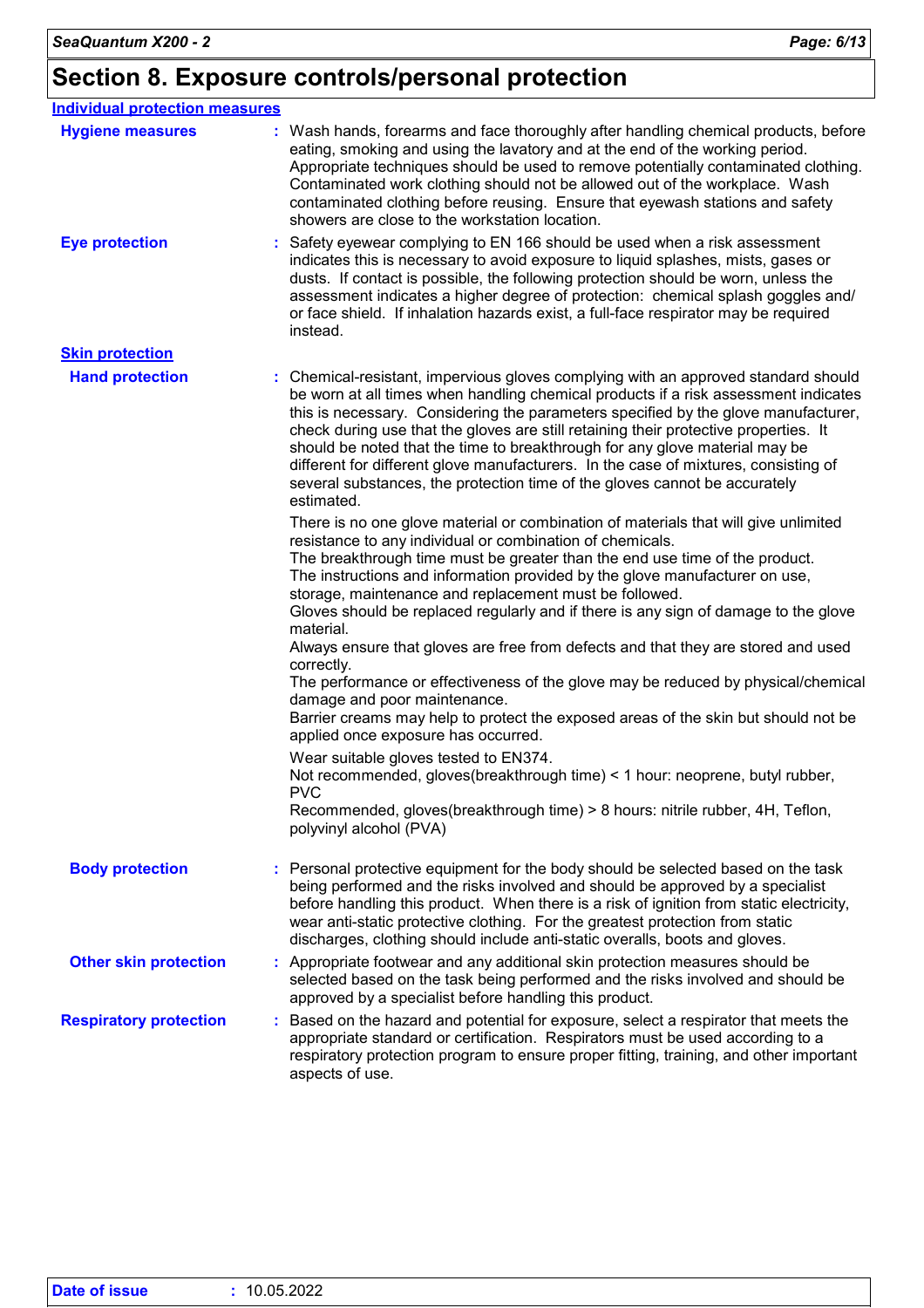# Section 8. Exposure controls/personal protection

## Individual protection measures

**Hygiene measures** : Wash hands, forearms and face thoroughly after handling chemical products, before eating, smoking and using the lavatory and at the end of the working period. Appropriate techniques should be used to remove potentially contaminated clothing. Contaminated work clothing should not be allowed out of the workplace. Wash contaminated clothing before reusing. Ensure that eyewash stations and safety showers are close to the workstation location.

**Eye protection** : Safety eyewear complying to EN 166 should be used when a risk assessment indicates this is necessary to avoid exposure to liquid splashes, mists, gases or dusts. If contact is possible, the following protection should be worn, unless the assessment indicates a higher degree of protection: chemical splash goggles and/ or face shield. If inhalation hazards exist, a full-face respirator may be required instead.

### Skin protection

**Hand protection** : Chemical-resistant, impervious gloves complying with an approved standard should be worn at all times when handling chemical products if a risk assessment indicates this is necessary. Considering the parameters specified by the glove manufacturer, check during use that the gloves are still retaining their protective properties. It should be noted that the time to breakthrough for any glove material may be different for different glove manufacturers. In the case of mixtures, consisting of several substances, the protection time of the gloves cannot be accurately estimated.

There is no one glove material or combination of materials that will give unlimited resistance to any individual or combination of chemicals.
The breakthrough time must be greater than the end use time of the product.
The instructions and information provided by the glove manufacturer on use, storage, maintenance and replacement must be followed.
Gloves should be replaced regularly and if there is any sign of damage to the glove material.
Always ensure that gloves are free from defects and that they are stored and used correctly.
The performance or effectiveness of the glove may be reduced by physical/chemical damage and poor maintenance.
Barrier creams may help to protect the exposed areas of the skin but should not be applied once exposure has occurred.

Wear suitable gloves tested to EN374.
Not recommended, gloves(breakthrough time) < 1 hour: neoprene, butyl rubber, PVC
Recommended, gloves(breakthrough time) > 8 hours: nitrile rubber, 4H, Teflon, polyvinyl alcohol (PVA)

**Body protection** : Personal protective equipment for the body should be selected based on the task being performed and the risks involved and should be approved by a specialist before handling this product. When there is a risk of ignition from static electricity, wear anti-static protective clothing. For the greatest protection from static discharges, clothing should include anti-static overalls, boots and gloves.

**Other skin protection** : Appropriate footwear and any additional skin protection measures should be selected based on the task being performed and the risks involved and should be approved by a specialist before handling this product.

**Respiratory protection** : Based on the hazard and potential for exposure, select a respirator that meets the appropriate standard or certification. Respirators must be used according to a respiratory protection program to ensure proper fitting, training, and other important aspects of use.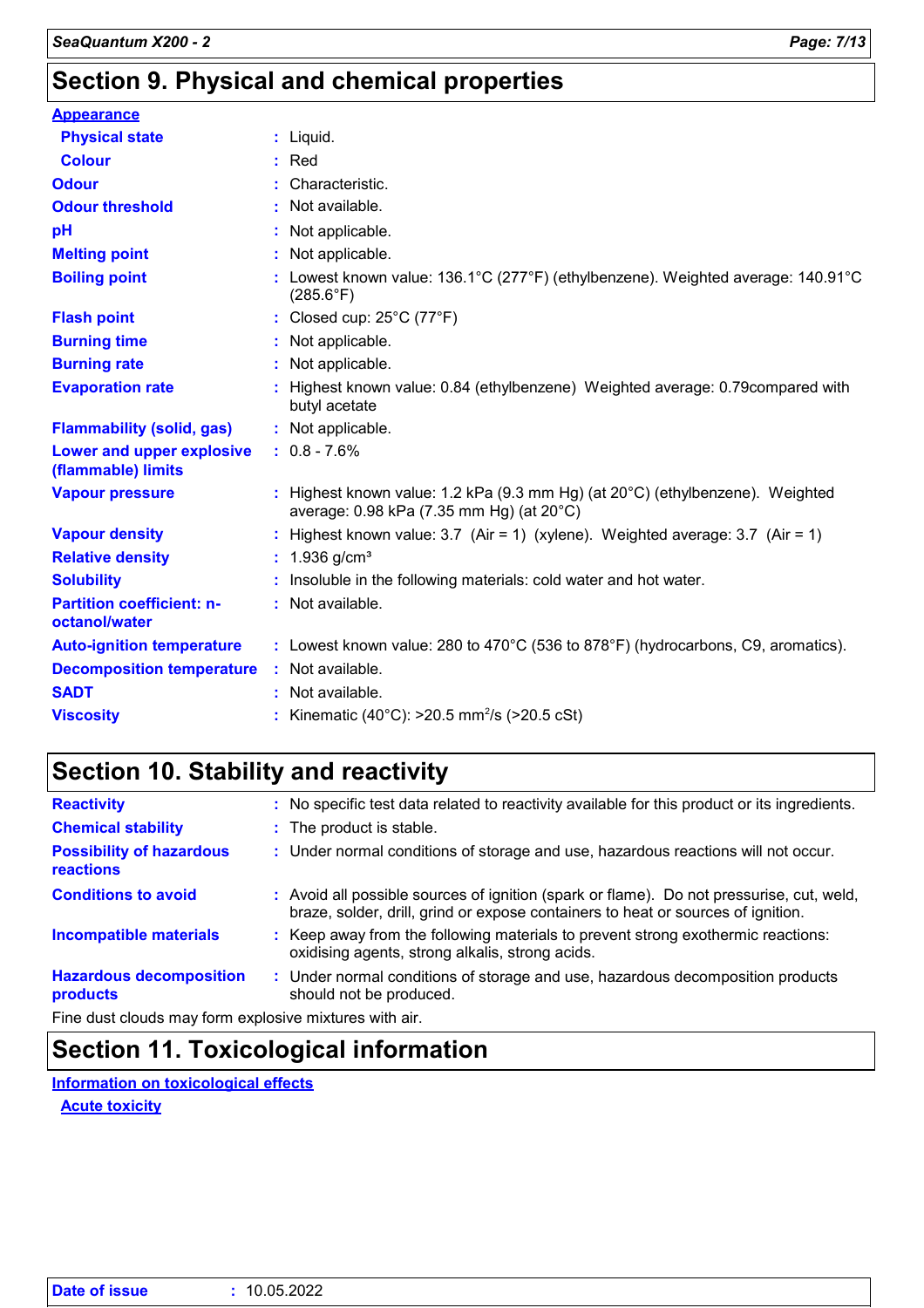# Section 9. Physical and chemical properties

**Appearance**

| | |
|---|---|
| **Physical state** | Liquid. |
| **Colour** | Red |
| **Odour** | Characteristic. |
| **Odour threshold** | Not available. |
| **pH** | Not applicable. |
| **Melting point** | Not applicable. |
| **Boiling point** | Lowest known value: 136.1°C (277°F) (ethylbenzene). Weighted average: 140.91°C (285.6°F) |
| **Flash point** | Closed cup: 25°C (77°F) |
| **Burning time** | Not applicable. |
| **Burning rate** | Not applicable. |
| **Evaporation rate** | Highest known value: 0.84 (ethylbenzene) Weighted average: 0.79compared with butyl acetate |
| **Flammability (solid, gas)** | Not applicable. |
| **Lower and upper explosive (flammable) limits** | 0.8 - 7.6% |
| **Vapour pressure** | Highest known value: 1.2 kPa (9.3 mm Hg) (at 20°C) (ethylbenzene). Weighted average: 0.98 kPa (7.35 mm Hg) (at 20°C) |
| **Vapour density** | Highest known value: 3.7 (Air = 1) (xylene). Weighted average: 3.7 (Air = 1) |
| **Relative density** | 1.936 g/cm³ |
| **Solubility** | Insoluble in the following materials: cold water and hot water. |
| **Partition coefficient: n-octanol/water** | Not available. |
| **Auto-ignition temperature** | Lowest known value: 280 to 470°C (536 to 878°F) (hydrocarbons, C9, aromatics). |
| **Decomposition temperature** | Not available. |
| **SADT** | Not available. |
| **Viscosity** | Kinematic (40°C): >20.5 $mm^2/s$ (>20.5 cSt) |

# Section 10. Stability and reactivity

| | |
|---|---|
| **Reactivity** | No specific test data related to reactivity available for this product or its ingredients. |
| **Chemical stability** | The product is stable. |
| **Possibility of hazardous reactions** | Under normal conditions of storage and use, hazardous reactions will not occur. |
| **Conditions to avoid** | Avoid all possible sources of ignition (spark or flame). Do not pressurise, cut, weld, braze, solder, drill, grind or expose containers to heat or sources of ignition. |
| **Incompatible materials** | Keep away from the following materials to prevent strong exothermic reactions: oxidising agents, strong alkalis, strong acids. |
| **Hazardous decomposition products** | Under normal conditions of storage and use, hazardous decomposition products should not be produced. |

Fine dust clouds may form explosive mixtures with air.

# Section 11. Toxicological information

**Information on toxicological effects**

**Acute toxicity**

**Date of issue** : 10.05.2022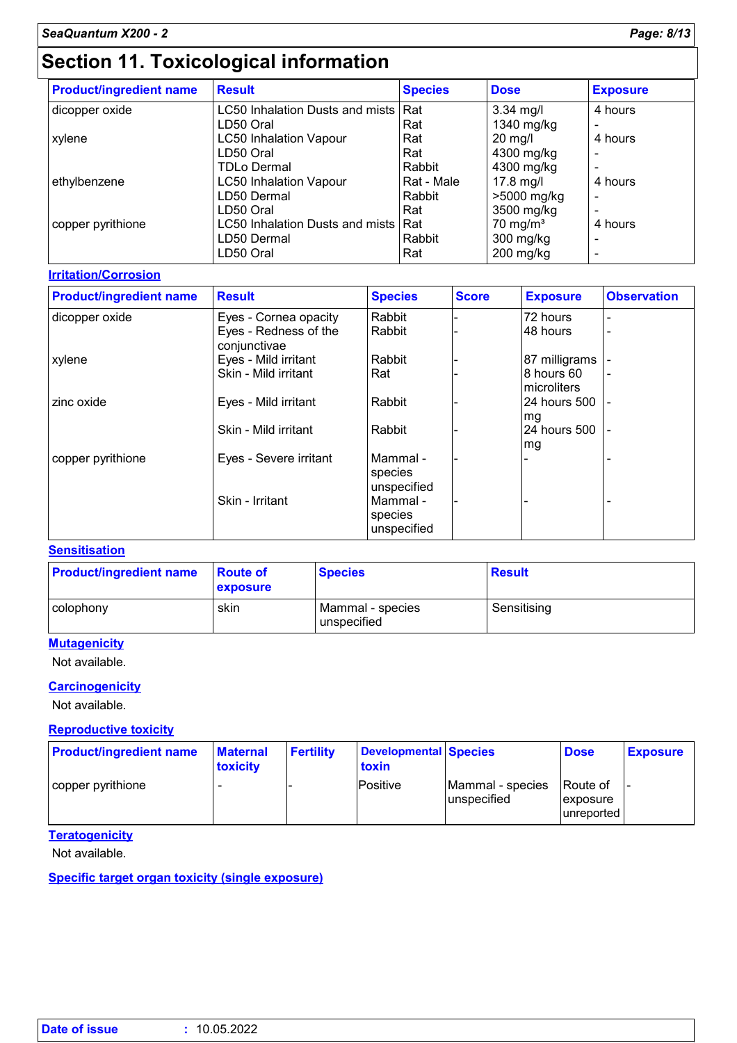# Section 11. Toxicological information

| Product/ingredient name | Result | Species | Dose | Exposure |
|---|---|---|---|---|
| dicopper oxide | LC50 Inhalation Dusts and mists | Rat | 3.34 mg/l | 4 hours |
| | LD50 Oral | Rat | 1340 mg/kg | - |
| xylene | LC50 Inhalation Vapour | Rat | 20 mg/l | 4 hours |
| | LD50 Oral | Rat | 4300 mg/kg | - |
| | TDLo Dermal | Rabbit | 4300 mg/kg | - |
| ethylbenzene | LC50 Inhalation Vapour | Rat - Male | 17.8 mg/l | 4 hours |
| | LD50 Dermal | Rabbit | >5000 mg/kg | - |
| | LD50 Oral | Rat | 3500 mg/kg | - |
| copper pyrithione | LC50 Inhalation Dusts and mists | Rat | 70 mg/m³ | 4 hours |
| | LD50 Dermal | Rabbit | 300 mg/kg | - |
| | LD50 Oral | Rat | 200 mg/kg | - |

## Irritation/Corrosion

| Product/ingredient name | Result | Species | Score | Exposure | Observation |
|---|---|---|---|---|---|
| dicopper oxide | Eyes - Cornea opacity | Rabbit | - | 72 hours | - |
| | Eyes - Redness of the conjunctivae | Rabbit | - | 48 hours | - |
| xylene | Eyes - Mild irritant | Rabbit | - | 87 milligrams | - |
| | Skin - Mild irritant | Rat | - | 8 hours 60 microliters | - |
| zinc oxide | Eyes - Mild irritant | Rabbit | - | 24 hours 500 mg | - |
| | Skin - Mild irritant | Rabbit | - | 24 hours 500 mg | - |
| copper pyrithione | Eyes - Severe irritant | Mammal - species unspecified | - | - | - |
| | Skin - Irritant | Mammal - species unspecified | - | - | - |

## Sensitisation

| Product/ingredient name | Route of exposure | Species | Result |
|---|---|---|---|
| colophony | skin | Mammal - species unspecified | Sensitising |

## Mutagenicity

Not available.

## Carcinogenicity

Not available.

## Reproductive toxicity

| Product/ingredient name | Maternal toxicity | Fertility | Developmental toxin | Species | Dose | Exposure |
|---|---|---|---|---|---|---|
| copper pyrithione | - | - | Positive | Mammal - species unspecified | Route of exposure unreported | - |

## Teratogenicity

Not available.

## Specific target organ toxicity (single exposure)

Date of issue : 10.05.2022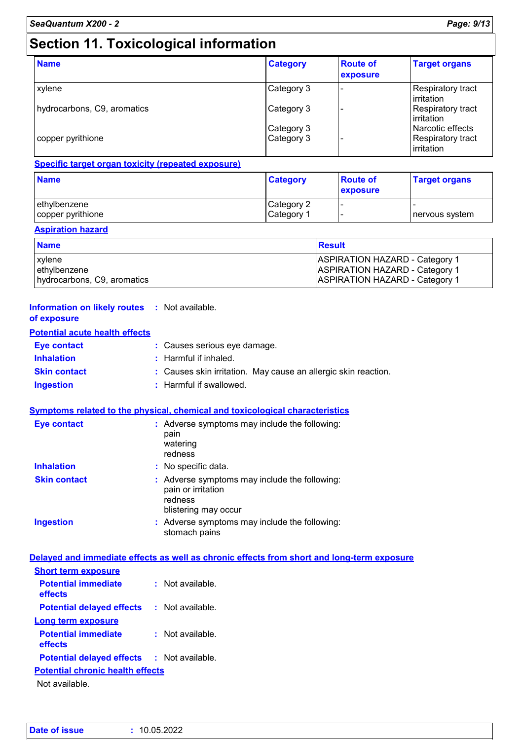# Section 11. Toxicological information

| Name | Category | Route of exposure | Target organs |
|---|---|---|---|
| xylene | Category 3 | - | Respiratory tract irritation |
| hydrocarbons, C9, aromatics | Category 3 | - | Respiratory tract irritation |
| | Category 3 | | Narcotic effects |
| copper pyrithione | Category 3 | - | Respiratory tract irritation |

**Specific target organ toxicity (repeated exposure)**

| Name | Category | Route of exposure | Target organs |
|---|---|---|---|
| ethylbenzene | Category 2 | - | - |
| copper pyrithione | Category 1 | - | nervous system |

**Aspiration hazard**

| Name | Result |
|---|---|
| xylene | ASPIRATION HAZARD - Category 1 |
| ethylbenzene | ASPIRATION HAZARD - Category 1 |
| hydrocarbons, C9, aromatics | ASPIRATION HAZARD - Category 1 |

**Information on likely routes of exposure** : Not available.

**Potential acute health effects**

**Eye contact** : Causes serious eye damage.

**Inhalation** : Harmful if inhaled.

**Skin contact** : Causes skin irritation. May cause an allergic skin reaction.

**Ingestion** : Harmful if swallowed.

**Symptoms related to the physical, chemical and toxicological characteristics**

**Eye contact** : Adverse symptoms may include the following:
pain
watering
redness

**Inhalation** : No specific data.

**Skin contact** : Adverse symptoms may include the following:
pain or irritation
redness
blistering may occur

**Ingestion** : Adverse symptoms may include the following:
stomach pains

**Delayed and immediate effects as well as chronic effects from short and long-term exposure**

**Short term exposure**

**Potential immediate effects** : Not available.

**Potential delayed effects** : Not available.

**Long term exposure**

**Potential immediate effects** : Not available.

**Potential delayed effects** : Not available.

**Potential chronic health effects**

Not available.

**Date of issue** : 10.05.2022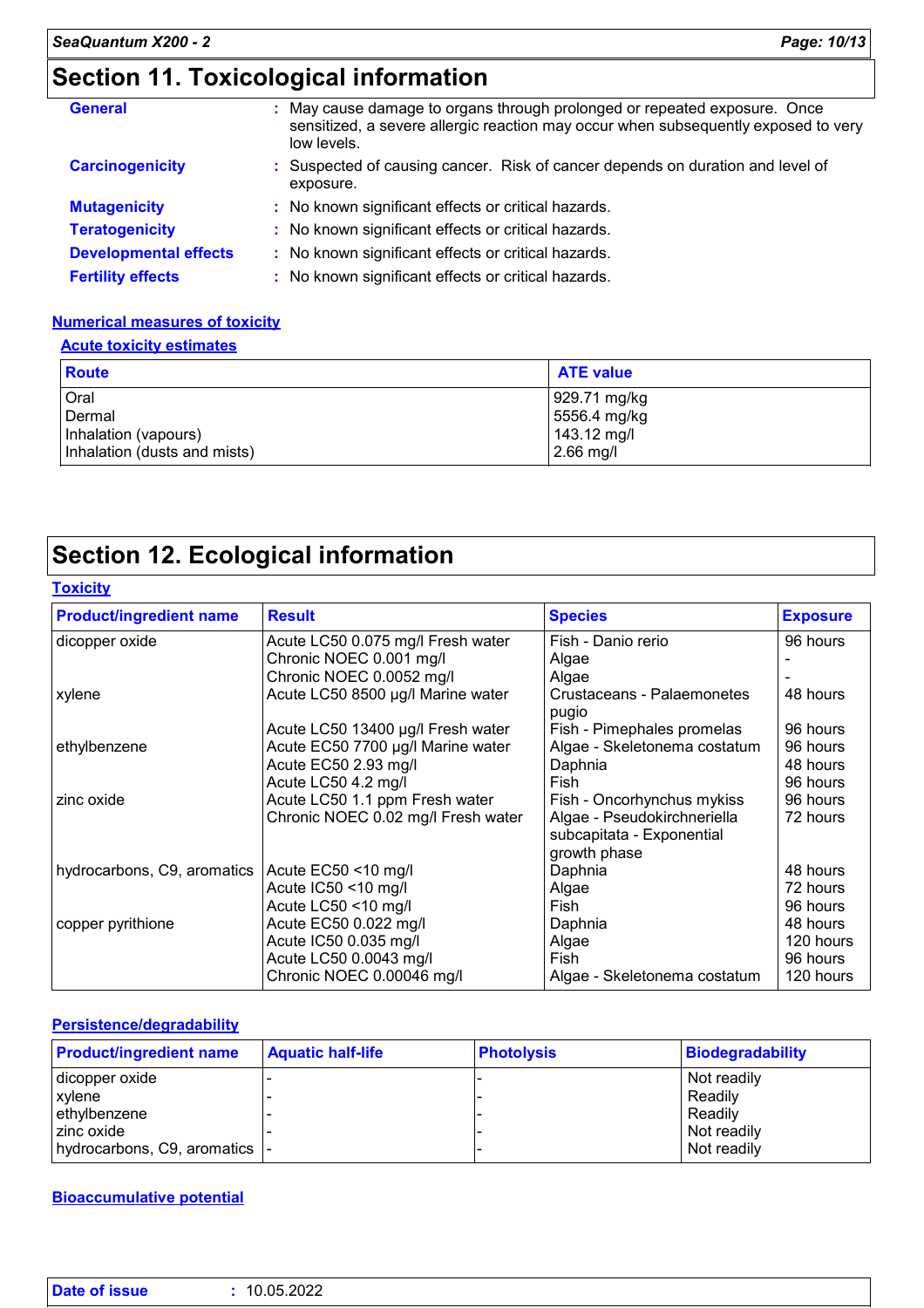# Section 11. Toxicological information

**General** : May cause damage to organs through prolonged or repeated exposure. Once sensitized, a severe allergic reaction may occur when subsequently exposed to very low levels.

**Carcinogenicity** : Suspected of causing cancer. Risk of cancer depends on duration and level of exposure.

**Mutagenicity** : No known significant effects or critical hazards.

**Teratogenicity** : No known significant effects or critical hazards.

**Developmental effects** : No known significant effects or critical hazards.

**Fertility effects** : No known significant effects or critical hazards.

### Numerical measures of toxicity

#### Acute toxicity estimates

| Route | ATE value |
|---|---|
| Oral | 929.71 mg/kg |
| Dermal | 5556.4 mg/kg |
| Inhalation (vapours) | 143.12 mg/l |
| Inhalation (dusts and mists) | 2.66 mg/l |

# Section 12. Ecological information

### Toxicity

| Product/ingredient name | Result | Species | Exposure |
|---|---|---|---|
| dicopper oxide | Acute LC50 0.075 mg/l Fresh water | Fish - Danio rerio | 96 hours |
| | Chronic NOEC 0.001 mg/l | Algae | - |
| | Chronic NOEC 0.0052 mg/l | Algae | - |
| xylene | Acute LC50 8500 µg/l Marine water | Crustaceans - Palaemonetes pugio | 48 hours |
| | Acute LC50 13400 µg/l Fresh water | Fish - Pimephales promelas | 96 hours |
| ethylbenzene | Acute EC50 7700 µg/l Marine water | Algae - Skeletonema costatum | 96 hours |
| | Acute EC50 2.93 mg/l | Daphnia | 48 hours |
| | Acute LC50 4.2 mg/l | Fish | 96 hours |
| zinc oxide | Acute LC50 1.1 ppm Fresh water | Fish - Oncorhynchus mykiss | 96 hours |
| | Chronic NOEC 0.02 mg/l Fresh water | Algae - Pseudokirchneriella subcapitata - Exponential growth phase | 72 hours |
| hydrocarbons, C9, aromatics | Acute EC50 <10 mg/l | Daphnia | 48 hours |
| | Acute IC50 <10 mg/l | Algae | 72 hours |
| | Acute LC50 <10 mg/l | Fish | 96 hours |
| copper pyrithione | Acute EC50 0.022 mg/l | Daphnia | 48 hours |
| | Acute IC50 0.035 mg/l | Algae | 120 hours |
| | Acute LC50 0.0043 mg/l | Fish | 96 hours |
| | Chronic NOEC 0.00046 mg/l | Algae - Skeletonema costatum | 120 hours |

### Persistence/degradability

| Product/ingredient name | Aquatic half-life | Photolysis | Biodegradability |
|---|---|---|---|
| dicopper oxide | - | - | Not readily |
| xylene | - | - | Readily |
| ethylbenzene | - | - | Readily |
| zinc oxide | - | - | Not readily |
| hydrocarbons, C9, aromatics | - | - | Not readily |

### Bioaccumulative potential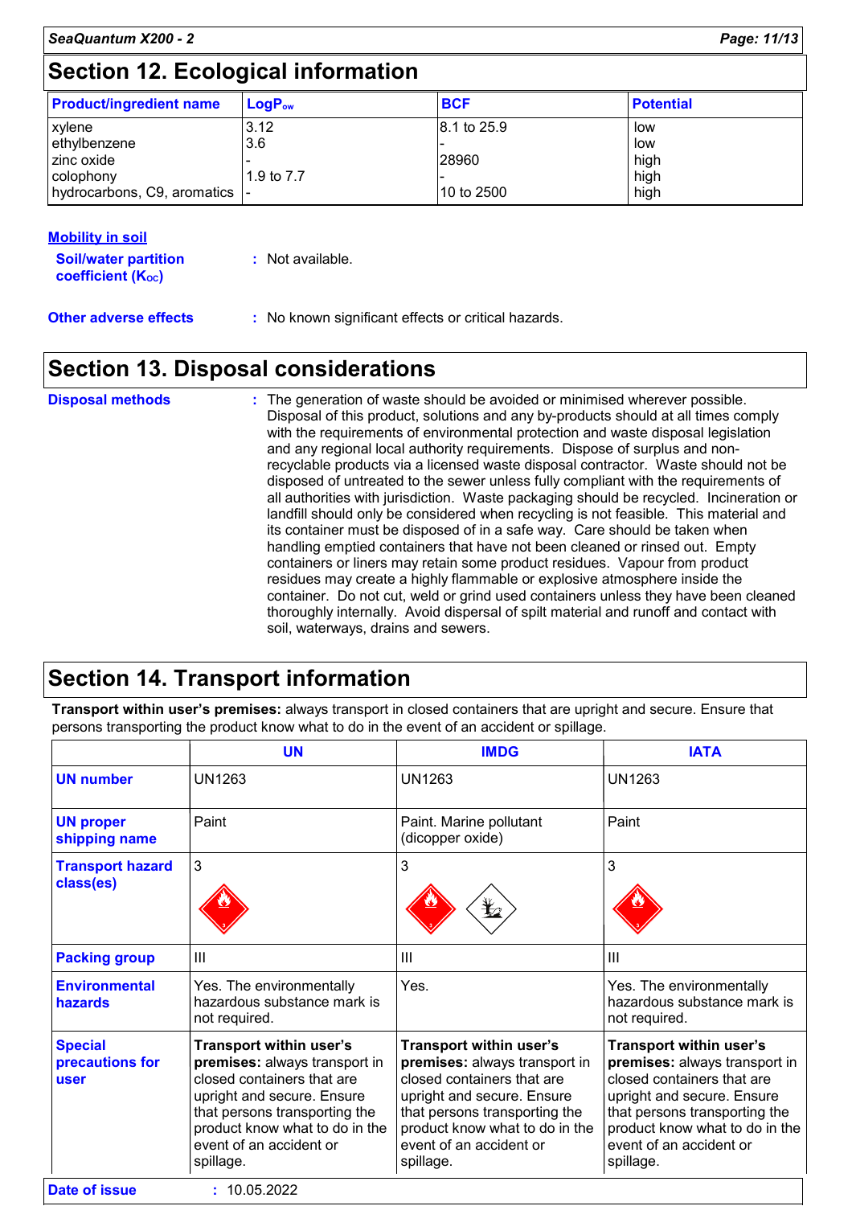## Section 12. Ecological information

| Product/ingredient name | $LogP_{ow}$ | BCF | Potential |
|---|---|---|---|
| xylene | 3.12 | 8.1 to 25.9 | low |
| ethylbenzene | 3.6 | - | low |
| zinc oxide | - | 28960 | high |
| colophony | 1.9 to 7.7 | - | high |
| hydrocarbons, C9, aromatics | - | 10 to 2500 | high |

### Mobility in soil

**Soil/water partition coefficient ($K_{OC}$)** : Not available.

**Other adverse effects** : No known significant effects or critical hazards.

## Section 13. Disposal considerations

**Disposal methods** : The generation of waste should be avoided or minimised wherever possible. Disposal of this product, solutions and any by-products should at all times comply with the requirements of environmental protection and waste disposal legislation and any regional local authority requirements. Dispose of surplus and non-recyclable products via a licensed waste disposal contractor. Waste should not be disposed of untreated to the sewer unless fully compliant with the requirements of all authorities with jurisdiction. Waste packaging should be recycled. Incineration or landfill should only be considered when recycling is not feasible. This material and its container must be disposed of in a safe way. Care should be taken when handling emptied containers that have not been cleaned or rinsed out. Empty containers or liners may retain some product residues. Vapour from product residues may create a highly flammable or explosive atmosphere inside the container. Do not cut, weld or grind used containers unless they have been cleaned thoroughly internally. Avoid dispersal of spilt material and runoff and contact with soil, waterways, drains and sewers.

## Section 14. Transport information

**Transport within user's premises:** always transport in closed containers that are upright and secure. Ensure that persons transporting the product know what to do in the event of an accident or spillage.

| | UN | IMDG | IATA |
|---|---|---|---|
| UN number | UN1263 | UN1263 | UN1263 |
| UN proper shipping name | Paint | Paint. Marine pollutant (dicopper oxide) | Paint |
| Transport hazard class(es) | 3 | 3 | 3 |
| Packing group | III | III | III |
| Environmental hazards | Yes. The environmentally hazardous substance mark is not required. | Yes. | Yes. The environmentally hazardous substance mark is not required. |
| Special precautions for user | **Transport within user's premises:** always transport in closed containers that are upright and secure. Ensure that persons transporting the product know what to do in the event of an accident or spillage. | **Transport within user's premises:** always transport in closed containers that are upright and secure. Ensure that persons transporting the product know what to do in the event of an accident or spillage. | **Transport within user's premises:** always transport in closed containers that are upright and secure. Ensure that persons transporting the product know what to do in the event of an accident or spillage. |

**Date of issue** : 10.05.2022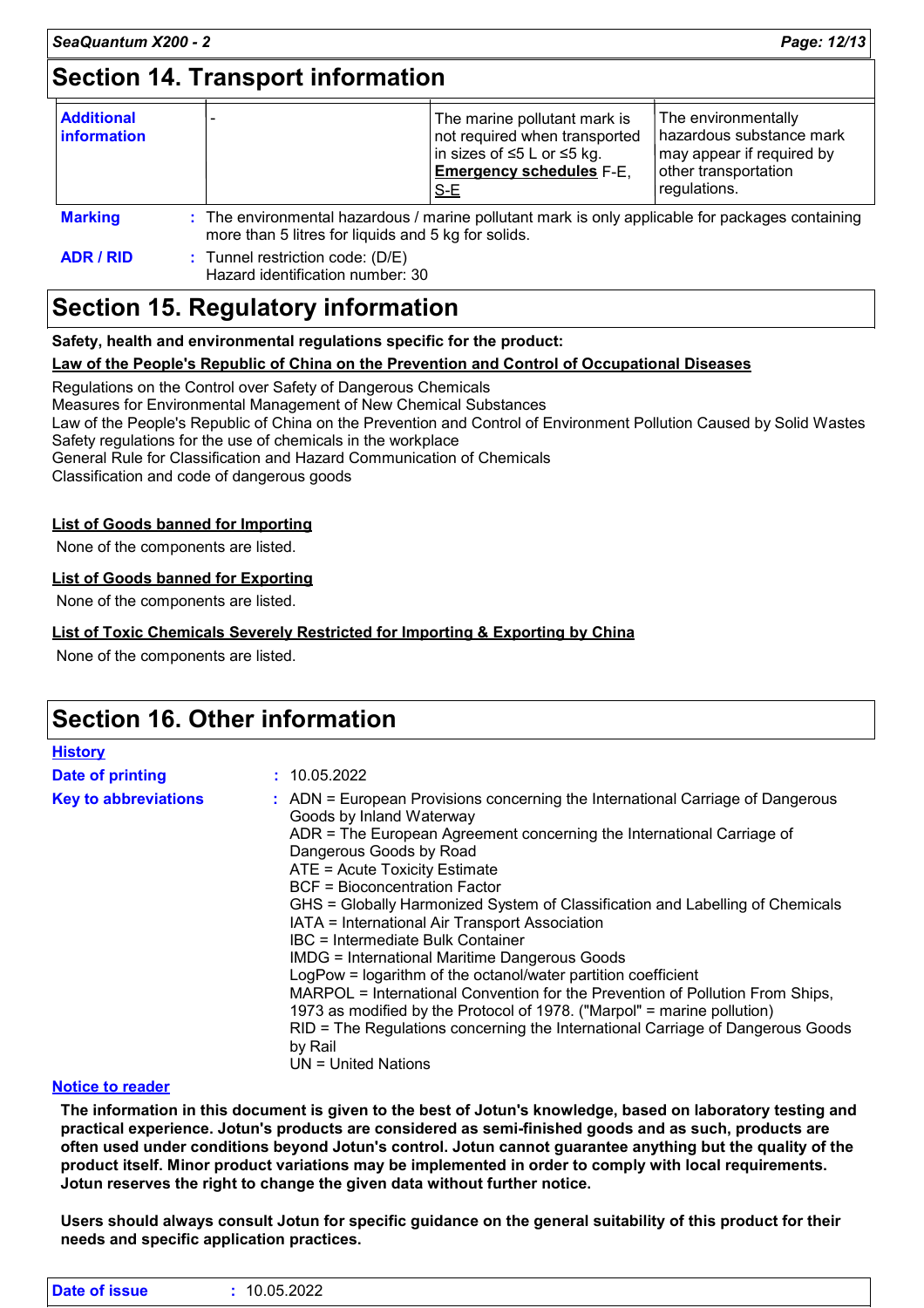## Section 14. Transport information

| | | | |
|---|---|---|---|
| **Additional information** | - | The marine pollutant mark is not required when transported in sizes of ≤5 L or ≤5 kg. **Emergency schedules** F-E, S-E | The environmentally hazardous substance mark may appear if required by other transportation regulations. |

**Marking** : The environmental hazardous / marine pollutant mark is only applicable for packages containing more than 5 litres for liquids and 5 kg for solids.

**ADR / RID** : Tunnel restriction code: (D/E)
Hazard identification number: 30

## Section 15. Regulatory information

**Safety, health and environmental regulations specific for the product:**

**Law of the People's Republic of China on the Prevention and Control of Occupational Diseases**

Regulations on the Control over Safety of Dangerous Chemicals
Measures for Environmental Management of New Chemical Substances
Law of the People's Republic of China on the Prevention and Control of Environment Pollution Caused by Solid Wastes
Safety regulations for the use of chemicals in the workplace
General Rule for Classification and Hazard Communication of Chemicals
Classification and code of dangerous goods

**List of Goods banned for Importing**

None of the components are listed.

**List of Goods banned for Exporting**

None of the components are listed.

**List of Toxic Chemicals Severely Restricted for Importing & Exporting by China**

None of the components are listed.

## Section 16. Other information

**History**

**Date of printing** : 10.05.2022

**Key to abbreviations** : ADN = European Provisions concerning the International Carriage of Dangerous Goods by Inland Waterway
ADR = The European Agreement concerning the International Carriage of Dangerous Goods by Road
ATE = Acute Toxicity Estimate
BCF = Bioconcentration Factor
GHS = Globally Harmonized System of Classification and Labelling of Chemicals
IATA = International Air Transport Association
IBC = Intermediate Bulk Container
IMDG = International Maritime Dangerous Goods
LogPow = logarithm of the octanol/water partition coefficient
MARPOL = International Convention for the Prevention of Pollution From Ships, 1973 as modified by the Protocol of 1978. ("Marpol" = marine pollution)
RID = The Regulations concerning the International Carriage of Dangerous Goods by Rail
UN = United Nations

**Notice to reader**

**The information in this document is given to the best of Jotun's knowledge, based on laboratory testing and practical experience. Jotun's products are considered as semi-finished goods and as such, products are often used under conditions beyond Jotun's control. Jotun cannot guarantee anything but the quality of the product itself. Minor product variations may be implemented in order to comply with local requirements. Jotun reserves the right to change the given data without further notice.**

**Users should always consult Jotun for specific guidance on the general suitability of this product for their needs and specific application practices.**

**Date of issue** : 10.05.2022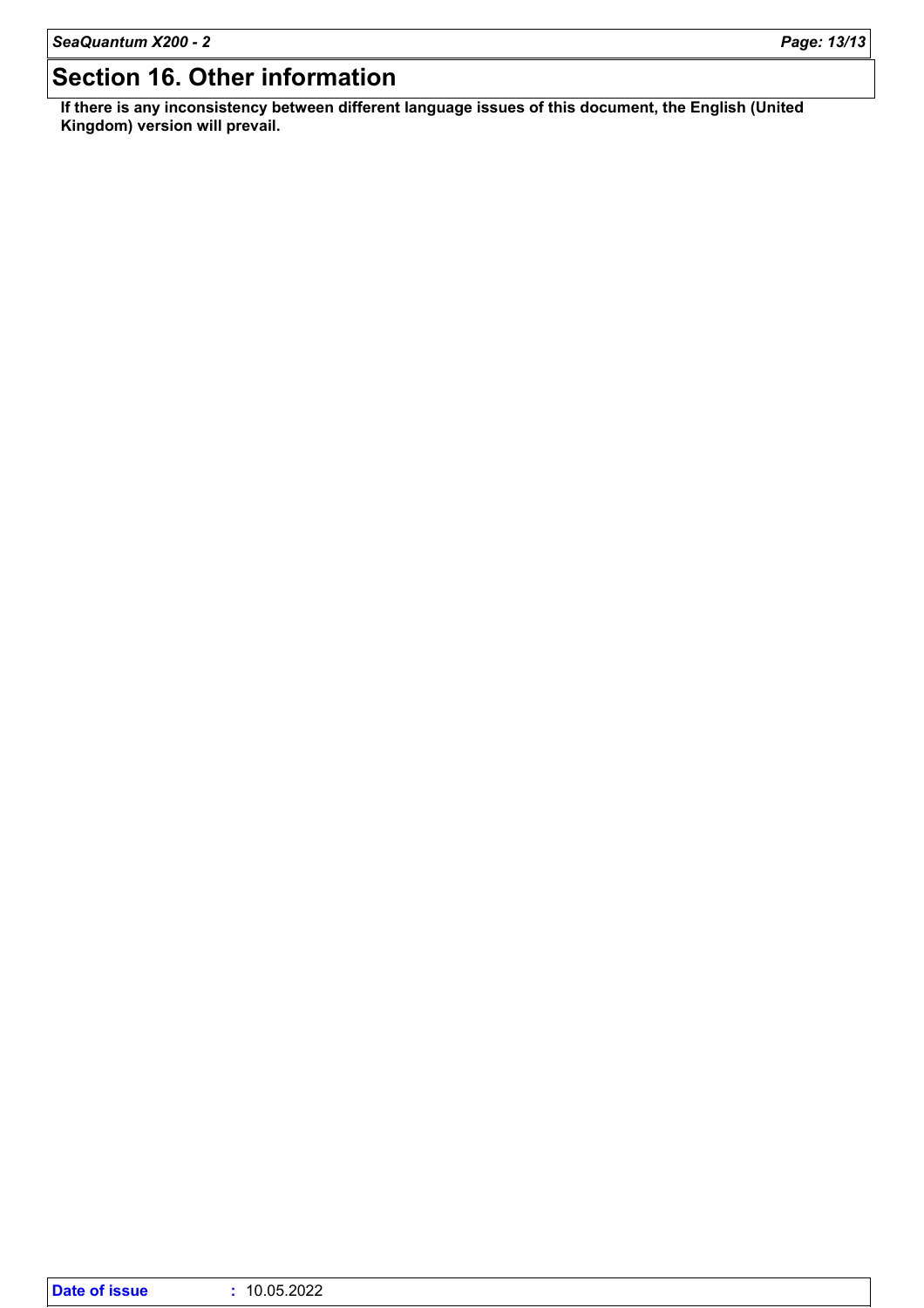## Section 16. Other information

**If there is any inconsistency between different language issues of this document, the English (United Kingdom) version will prevail.**

**Date of issue** : 10.05.2022